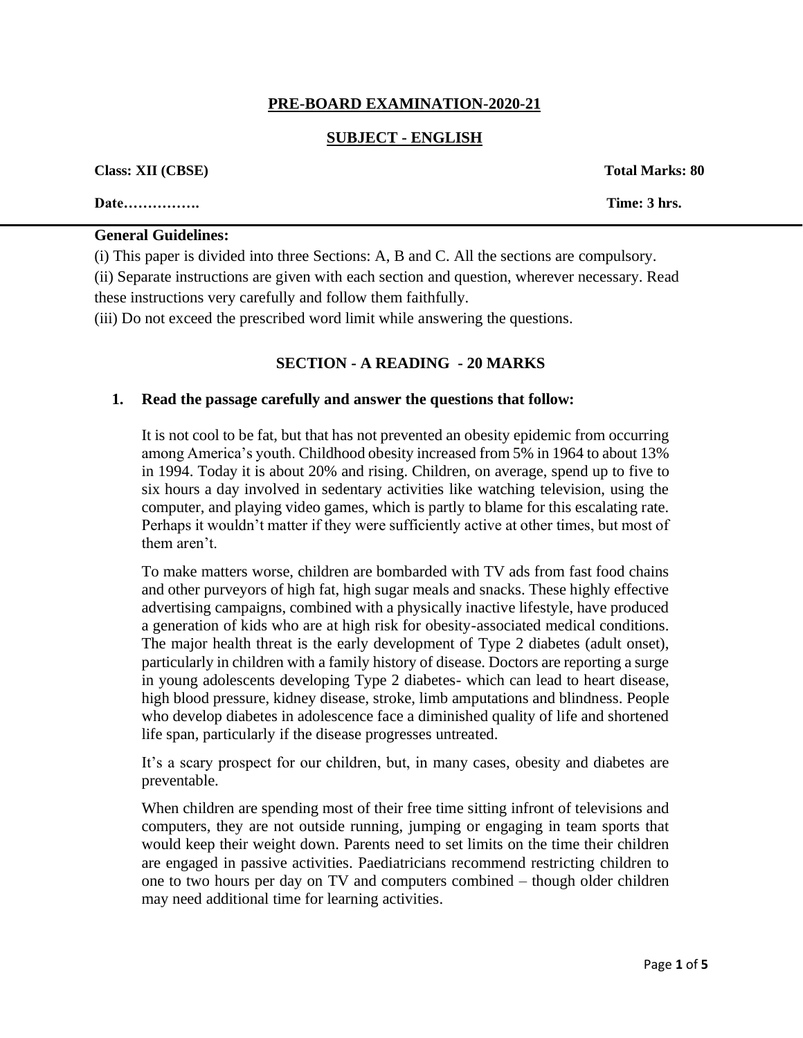## PRE-BOARD EXAMINATION-2020-21

## SUBJECT - ENGLISH

**Class: XII (CBSE)** **Total Marks: 80**

**Date…………….** **Time: 3 hrs.**

**General Guidelines:**

(i) This paper is divided into three Sections: A, B and C. All the sections are compulsory.

(ii) Separate instructions are given with each section and question, wherever necessary. Read these instructions very carefully and follow them faithfully.

(iii) Do not exceed the prescribed word limit while answering the questions.

### SECTION - A READING - 20 MARKS

**1. Read the passage carefully and answer the questions that follow:**

It is not cool to be fat, but that has not prevented an obesity epidemic from occurring among America's youth. Childhood obesity increased from 5% in 1964 to about 13% in 1994. Today it is about 20% and rising. Children, on average, spend up to five to six hours a day involved in sedentary activities like watching television, using the computer, and playing video games, which is partly to blame for this escalating rate. Perhaps it wouldn't matter if they were sufficiently active at other times, but most of them aren't.

To make matters worse, children are bombarded with TV ads from fast food chains and other purveyors of high fat, high sugar meals and snacks. These highly effective advertising campaigns, combined with a physically inactive lifestyle, have produced a generation of kids who are at high risk for obesity-associated medical conditions. The major health threat is the early development of Type 2 diabetes (adult onset), particularly in children with a family history of disease. Doctors are reporting a surge in young adolescents developing Type 2 diabetes- which can lead to heart disease, high blood pressure, kidney disease, stroke, limb amputations and blindness. People who develop diabetes in adolescence face a diminished quality of life and shortened life span, particularly if the disease progresses untreated.

It's a scary prospect for our children, but, in many cases, obesity and diabetes are preventable.

When children are spending most of their free time sitting infront of televisions and computers, they are not outside running, jumping or engaging in team sports that would keep their weight down. Parents need to set limits on the time their children are engaged in passive activities. Paediatricians recommend restricting children to one to two hours per day on TV and computers combined – though older children may need additional time for learning activities.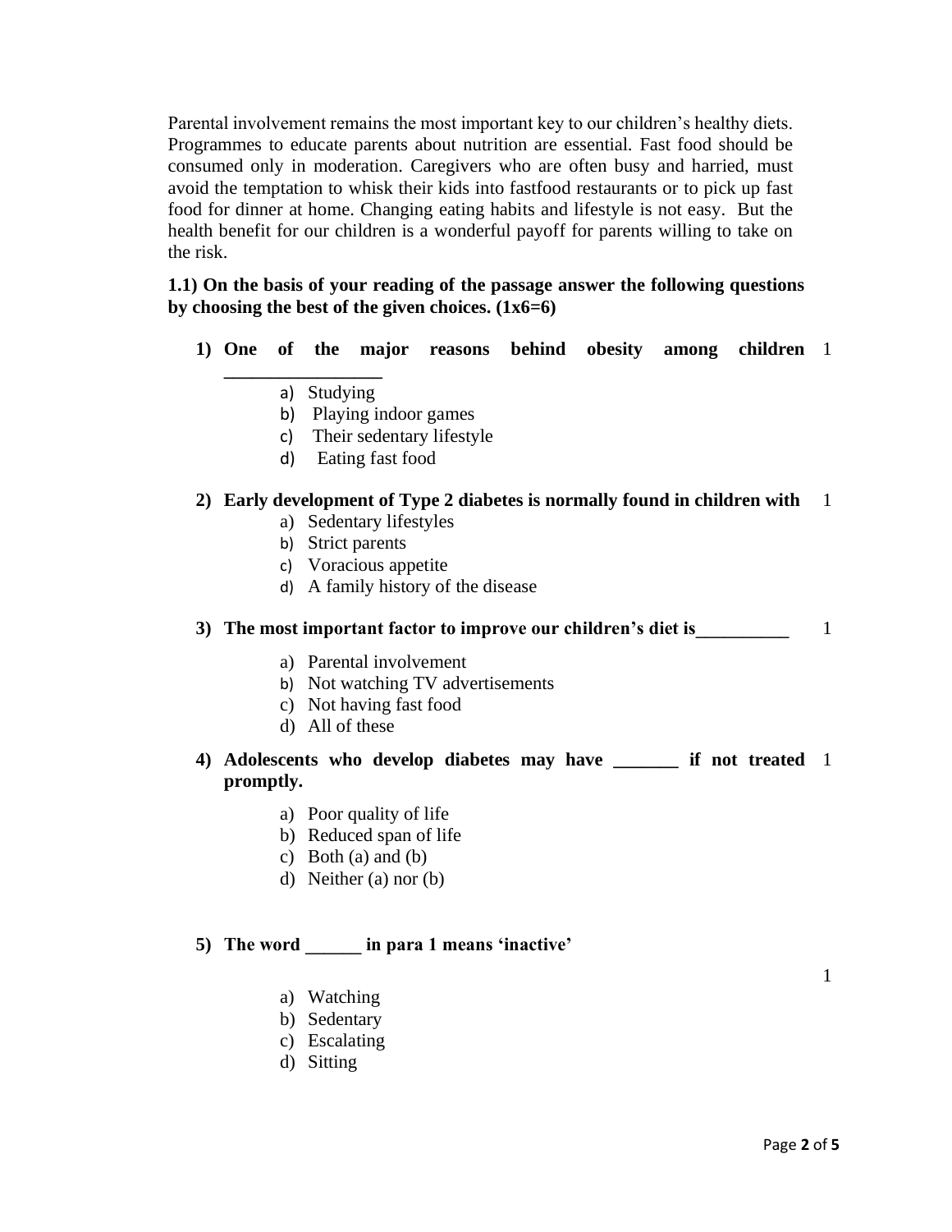Parental involvement remains the most important key to our children's healthy diets. Programmes to educate parents about nutrition are essential. Fast food should be consumed only in moderation. Caregivers who are often busy and harried, must avoid the temptation to whisk their kids into fastfood restaurants or to pick up fast food for dinner at home. Changing eating habits and lifestyle is not easy. But the health benefit for our children is a wonderful payoff for parents willing to take on the risk.

**1.1) On the basis of your reading of the passage answer the following questions by choosing the best of the given choices. (1x6=6)**

1) **One of the major reasons behind obesity among children \_\_\_\_\_\_\_\_\_\_\_\_\_\_\_\_** 1
   a) Studying
   b) Playing indoor games
   c) Their sedentary lifestyle
   d) Eating fast food

2) **Early development of Type 2 diabetes is normally found in children with** 1
   a) Sedentary lifestyles
   b) Strict parents
   c) Voracious appetite
   d) A family history of the disease

3) **The most important factor to improve our children's diet is\_\_\_\_\_\_\_\_\_\_** 1
   a) Parental involvement
   b) Not watching TV advertisements
   c) Not having fast food
   d) All of these

4) **Adolescents who develop diabetes may have \_\_\_\_\_\_\_ if not treated promptly.** 1
   a) Poor quality of life
   b) Reduced span of life
   c) Both (a) and (b)
   d) Neither (a) nor (b)

5) **The word \_\_\_\_\_\_ in para 1 means 'inactive'** 1
   a) Watching
   b) Sedentary
   c) Escalating
   d) Sitting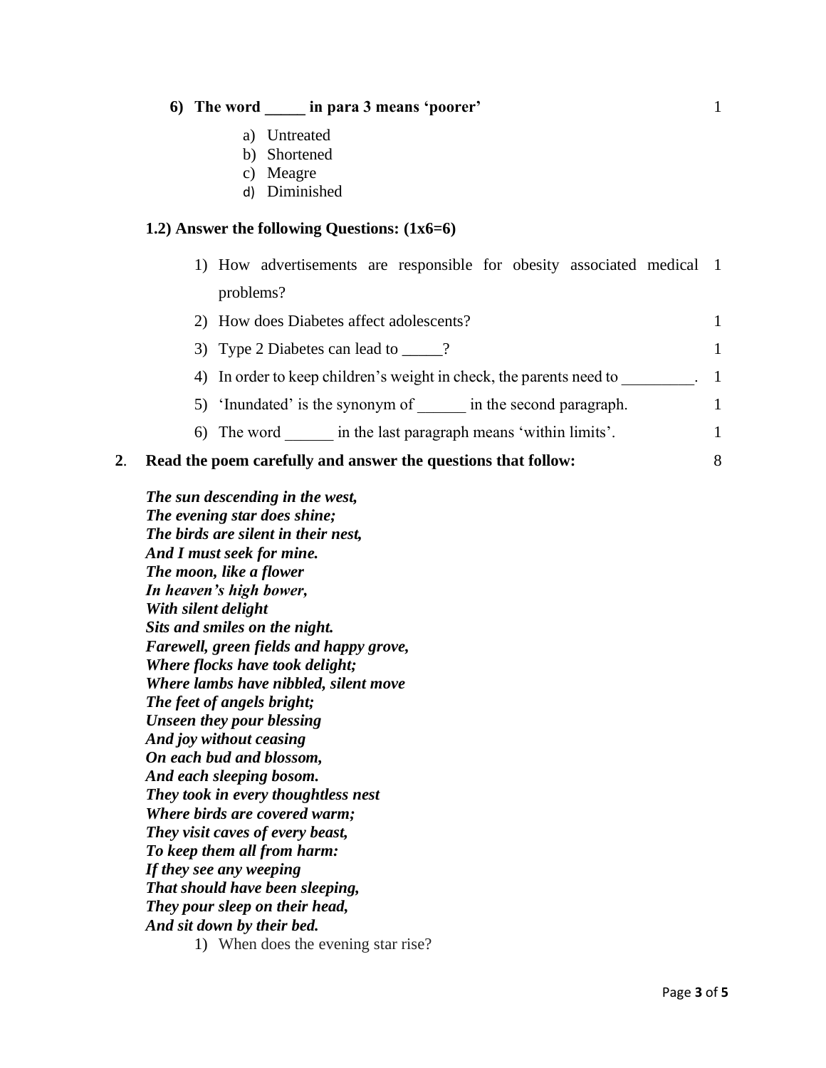**6) The word _____ in para 3 means 'poorer'** 1

a) Untreated
b) Shortened
c) Meagre
d) Diminished

**1.2) Answer the following Questions: (1x6=6)**

1) How advertisements are responsible for obesity associated medical problems? 1
2) How does Diabetes affect adolescents? 1
3) Type 2 Diabetes can lead to _____? 1
4) In order to keep children's weight in check, the parents need to _________. 1
5) 'Inundated' is the synonym of ______ in the second paragraph. 1
6) The word ______ in the last paragraph means 'within limits'. 1

**2. Read the poem carefully and answer the questions that follow:** 8

***The sun descending in the west,***
***The evening star does shine;***
***The birds are silent in their nest,***
***And I must seek for mine.***
***The moon, like a flower***
***In heaven's high bower,***
***With silent delight***
***Sits and smiles on the night.***
***Farewell, green fields and happy grove,***
***Where flocks have took delight;***
***Where lambs have nibbled, silent move***
***The feet of angels bright;***
***Unseen they pour blessing***
***And joy without ceasing***
***On each bud and blossom,***
***And each sleeping bosom.***
***They took in every thoughtless nest***
***Where birds are covered warm;***
***They visit caves of every beast,***
***To keep them all from harm:***
***If they see any weeping***
***That should have been sleeping,***
***They pour sleep on their head,***
***And sit down by their bed.***

1) When does the evening star rise?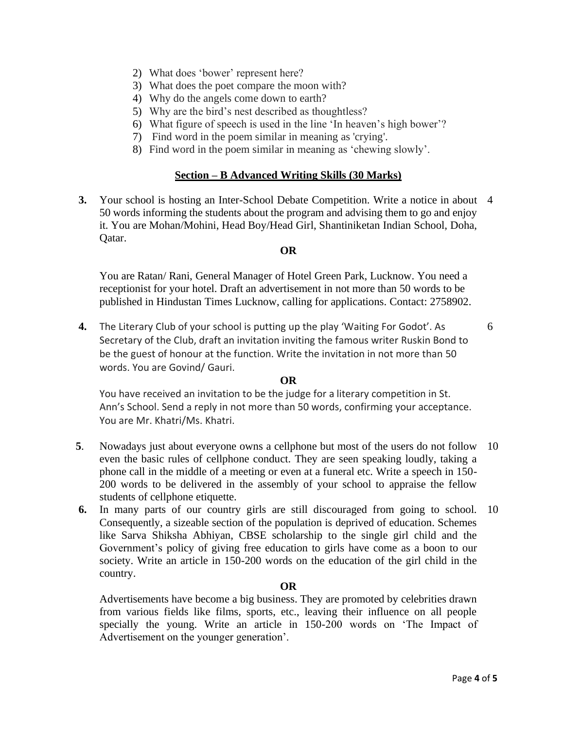2) What does 'bower' represent here?
3) What does the poet compare the moon with?
4) Why do the angels come down to earth?
5) Why are the bird's nest described as thoughtless?
6) What figure of speech is used in the line 'In heaven's high bower'?
7) Find word in the poem similar in meaning as 'crying'.
8) Find word in the poem similar in meaning as 'chewing slowly'.

## Section – B Advanced Writing Skills (30 Marks)

**3.** Your school is hosting an Inter-School Debate Competition. Write a notice in about 50 words informing the students about the program and advising them to go and enjoy it. You are Mohan/Mohini, Head Boy/Head Girl, Shantiniketan Indian School, Doha, Qatar. 4

**OR**

You are Ratan/ Rani, General Manager of Hotel Green Park, Lucknow. You need a receptionist for your hotel. Draft an advertisement in not more than 50 words to be published in Hindustan Times Lucknow, calling for applications. Contact: 2758902.

**4.** The Literary Club of your school is putting up the play 'Waiting For Godot'. As Secretary of the Club, draft an invitation inviting the famous writer Ruskin Bond to be the guest of honour at the function. Write the invitation in not more than 50 words. You are Govind/ Gauri. 6

**OR**

You have received an invitation to be the judge for a literary competition in St. Ann's School. Send a reply in not more than 50 words, confirming your acceptance. You are Mr. Khatri/Ms. Khatri.

**5**. Nowadays just about everyone owns a cellphone but most of the users do not follow even the basic rules of cellphone conduct. They are seen speaking loudly, taking a phone call in the middle of a meeting or even at a funeral etc. Write a speech in 150-200 words to be delivered in the assembly of your school to appraise the fellow students of cellphone etiquette. 10

**6.** In many parts of our country girls are still discouraged from going to school. Consequently, a sizeable section of the population is deprived of education. Schemes like Sarva Shiksha Abhiyan, CBSE scholarship to the single girl child and the Government's policy of giving free education to girls have come as a boon to our society. Write an article in 150-200 words on the education of the girl child in the country. 10

**OR**

Advertisements have become a big business. They are promoted by celebrities drawn from various fields like films, sports, etc., leaving their influence on all people specially the young. Write an article in 150-200 words on 'The Impact of Advertisement on the younger generation'.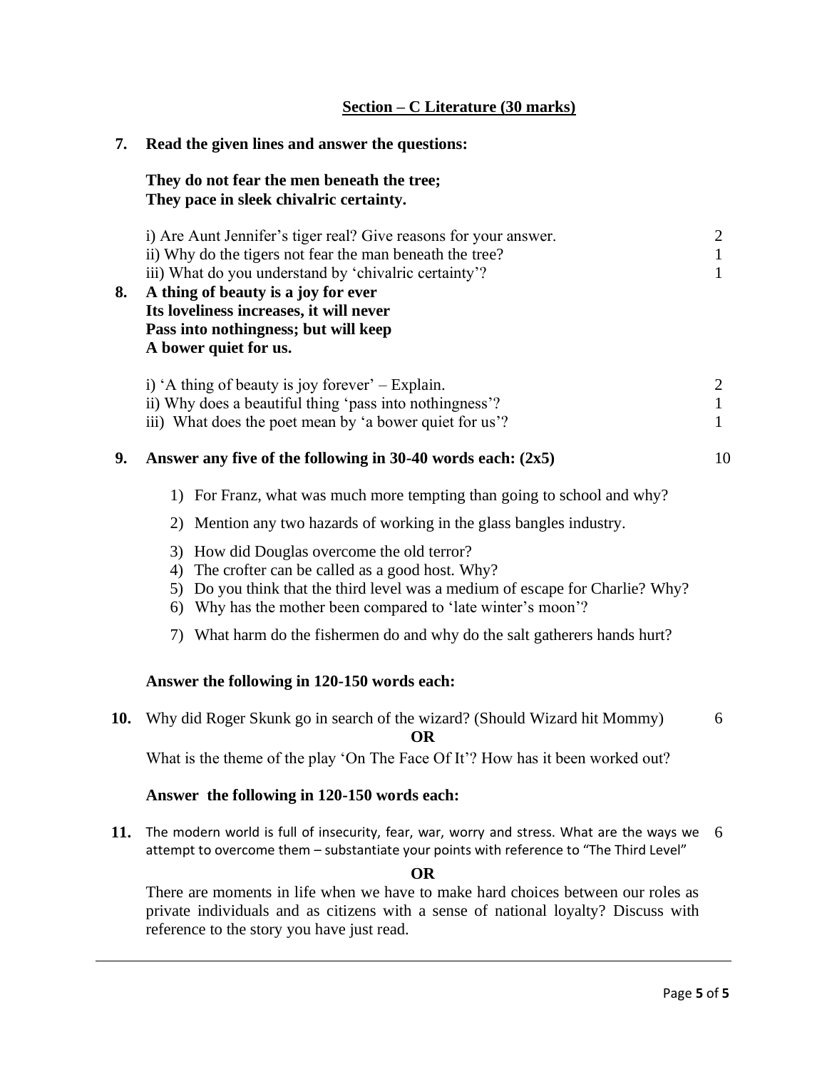## Section – C Literature (30 marks)

**7. Read the given lines and answer the questions:**

**They do not fear the men beneath the tree;**
**They pace in sleek chivalric certainty.**

i) Are Aunt Jennifer's tiger real? Give reasons for your answer. 2

ii) Why do the tigers not fear the man beneath the tree? 1

iii) What do you understand by 'chivalric certainty'? 1

**8. A thing of beauty is a joy for ever**
**Its loveliness increases, it will never**
**Pass into nothingness; but will keep**
**A bower quiet for us.**

i) 'A thing of beauty is joy forever' – Explain. 2

ii) Why does a beautiful thing 'pass into nothingness'? 1

iii) What does the poet mean by 'a bower quiet for us'? 1

**9. Answer any five of the following in 30-40 words each: (2x5)** 10

1) For Franz, what was much more tempting than going to school and why?
2) Mention any two hazards of working in the glass bangles industry.
3) How did Douglas overcome the old terror?
4) The crofter can be called as a good host. Why?
5) Do you think that the third level was a medium of escape for Charlie? Why?
6) Why has the mother been compared to 'late winter's moon'?
7) What harm do the fishermen do and why do the salt gatherers hands hurt?

**Answer the following in 120-150 words each:**

**10.** Why did Roger Skunk go in search of the wizard? (Should Wizard hit Mommy) 6

**OR**

What is the theme of the play 'On The Face Of It'? How has it been worked out?

**Answer the following in 120-150 words each:**

**11.** The modern world is full of insecurity, fear, war, worry and stress. What are the ways we attempt to overcome them – substantiate your points with reference to "The Third Level" 6

**OR**

There are moments in life when we have to make hard choices between our roles as private individuals and as citizens with a sense of national loyalty? Discuss with reference to the story you have just read.